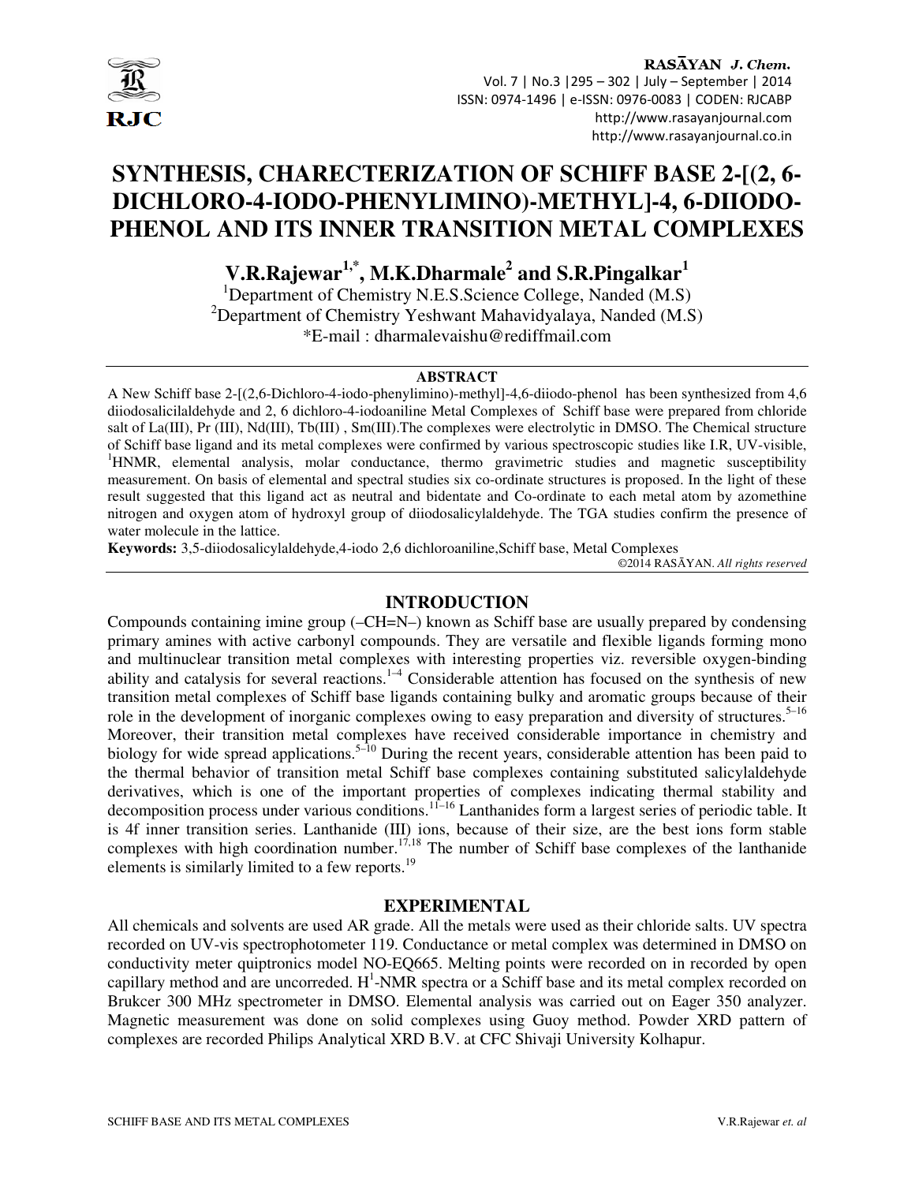# SYNTHESIS, CHARECTERIZATION OF SCHIFF BASE 2-[(2, 6-DICHLORO-4-IODO-PHENYLIMINO)-METHYL]-4, 6-DIIODO-PHENOL AND ITS INNER TRANSITION METAL COMPLEXES

**V.R.Rajewar[1,*], M.K.Dharmale[2] and S.R.Pingalkar[1]**

[1]Department of Chemistry N.E.S.Science College, Nanded (M.S)
[2]Department of Chemistry Yeshwant Mahavidyalaya, Nanded (M.S)
*E-mail : dharmalevaishu@rediffmail.com

## ABSTRACT

A New Schiff base 2-[(2,6-Dichloro-4-iodo-phenylimino)-methyl]-4,6-diiodo-phenol has been synthesized from 4,6 diiodosalicilaldehyde and 2, 6 dichloro-4-iodoaniline Metal Complexes of Schiff base were prepared from chloride salt of La(III), Pr (III), Nd(III), Tb(III) , Sm(III).The complexes were electrolytic in DMSO. The Chemical structure of Schiff base ligand and its metal complexes were confirmed by various spectroscopic studies like I.R, UV-visible, $^{1}$HNMR, elemental analysis, molar conductance, thermo gravimetric studies and magnetic susceptibility measurement. On basis of elemental and spectral studies six co-ordinate structures is proposed. In the light of these result suggested that this ligand act as neutral and bidentate and Co-ordinate to each metal atom by azomethine nitrogen and oxygen atom of hydroxyl group of diiodosalicylaldehyde. The TGA studies confirm the presence of water molecule in the lattice.

**Keywords:** 3,5-diiodosalicylaldehyde,4-iodo 2,6 dichloroaniline,Schiff base, Metal Complexes

©2014 RASĀYAN. *All rights reserved*

## INTRODUCTION

Compounds containing imine group (–CH=N–) known as Schiff base are usually prepared by condensing primary amines with active carbonyl compounds. They are versatile and flexible ligands forming mono and multinuclear transition metal complexes with interesting properties viz. reversible oxygen-binding ability and catalysis for several reactions.[1–4] Considerable attention has focused on the synthesis of new transition metal complexes of Schiff base ligands containing bulky and aromatic groups because of their role in the development of inorganic complexes owing to easy preparation and diversity of structures.[5–16] Moreover, their transition metal complexes have received considerable importance in chemistry and biology for wide spread applications.[5–10] During the recent years, considerable attention has been paid to the thermal behavior of transition metal Schiff base complexes containing substituted salicylaldehyde derivatives, which is one of the important properties of complexes indicating thermal stability and decomposition process under various conditions.[11–16] Lanthanides form a largest series of periodic table. It is 4f inner transition series. Lanthanide (III) ions, because of their size, are the best ions form stable complexes with high coordination number.[17,18] The number of Schiff base complexes of the lanthanide elements is similarly limited to a few reports.[19]

## EXPERIMENTAL

All chemicals and solvents are used AR grade. All the metals were used as their chloride salts. UV spectra recorded on UV-vis spectrophotometer 119. Conductance or metal complex was determined in DMSO on conductivity meter quiptronics model NO-EQ665. Melting points were recorded on in recorded by open capillary method and are uncorreded. $H^{1}$-NMR spectra or a Schiff base and its metal complex recorded on Brukcer 300 MHz spectrometer in DMSO. Elemental analysis was carried out on Eager 350 analyzer. Magnetic measurement was done on solid complexes using Guoy method. Powder XRD pattern of complexes are recorded Philips Analytical XRD B.V. at CFC Shivaji University Kolhapur.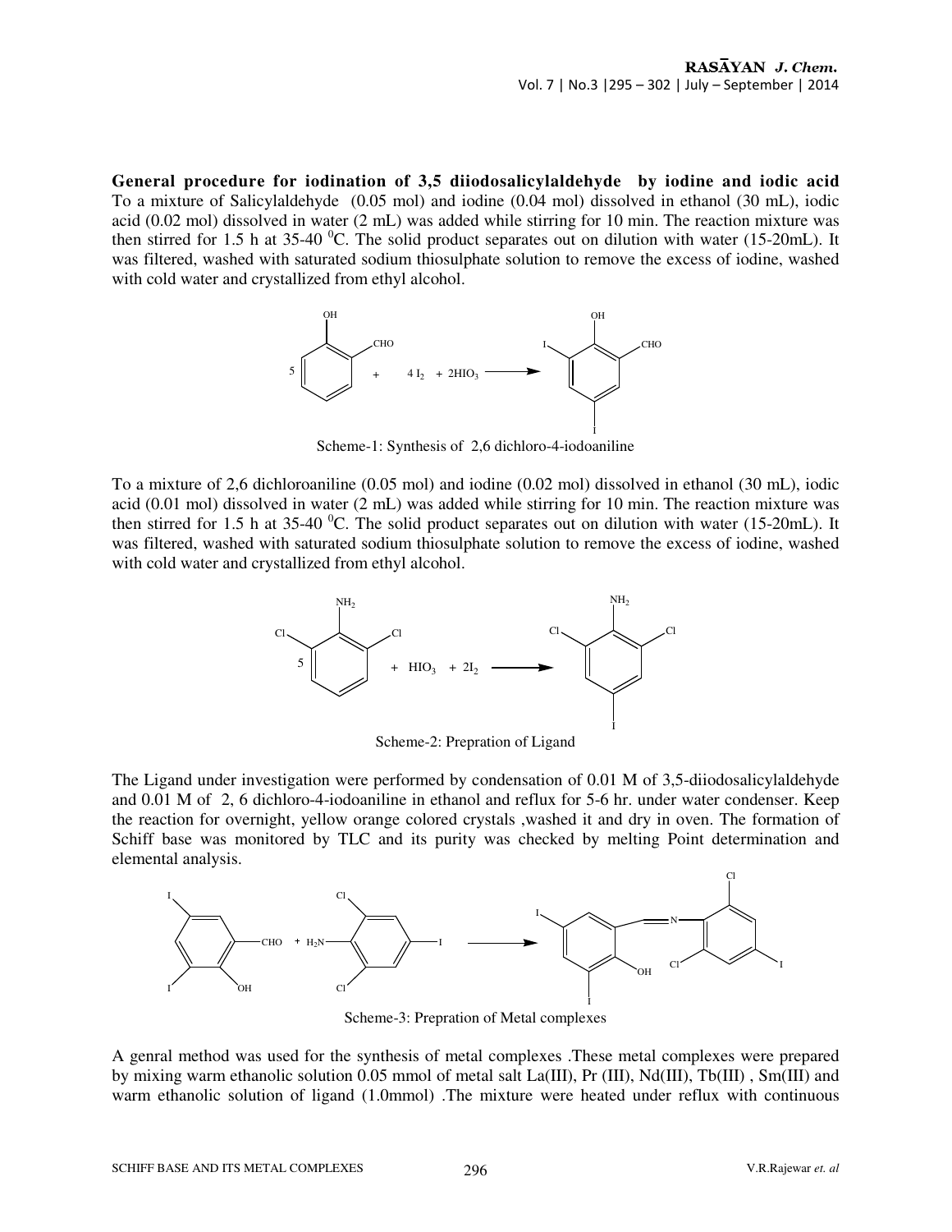**General procedure for iodination of 3,5 diiodosalicylaldehyde by iodine and iodic acid**
To a mixture of Salicylaldehyde (0.05 mol) and iodine (0.04 mol) dissolved in ethanol (30 mL), iodic acid (0.02 mol) dissolved in water (2 mL) was added while stirring for 10 min. The reaction mixture was then stirred for 1.5 h at 35-40 $^0$C. The solid product separates out on dilution with water (15-20mL). It was filtered, washed with saturated sodium thiosulphate solution to remove the excess of iodine, washed with cold water and crystallized from ethyl alcohol.

$$5\ \text{Salicylaldehyde} + 4 I_2 + 2HIO_3 \longrightarrow \text{3,5-diiodosalicylaldehyde}$$

Scheme-1: Synthesis of 2,6 dichloro-4-iodoaniline

To a mixture of 2,6 dichloroaniline (0.05 mol) and iodine (0.02 mol) dissolved in ethanol (30 mL), iodic acid (0.01 mol) dissolved in water (2 mL) was added while stirring for 10 min. The reaction mixture was then stirred for 1.5 h at 35-40 $^0$C. The solid product separates out on dilution with water (15-20mL). It was filtered, washed with saturated sodium thiosulphate solution to remove the excess of iodine, washed with cold water and crystallized from ethyl alcohol.

$$5\ \text{2,6-dichloroaniline} + HIO_3 + 2I_2 \longrightarrow \text{2,6-dichloro-4-iodoaniline}$$

Scheme-2: Prepration of Ligand

The Ligand under investigation were performed by condensation of 0.01 M of 3,5-diiodosalicylaldehyde and 0.01 M of 2, 6 dichloro-4-iodoaniline in ethanol and reflux for 5-6 hr. under water condenser. Keep the reaction for overnight, yellow orange colored crystals ,washed it and dry in oven. The formation of Schiff base was monitored by TLC and its purity was checked by melting Point determination and elemental analysis.

$$\text{3,5-diiodosalicylaldehyde} + \text{2,6-dichloro-4-iodoaniline} \longrightarrow \text{Schiff base}$$

Scheme-3: Prepration of Metal complexes

A genral method was used for the synthesis of metal complexes .These metal complexes were prepared by mixing warm ethanolic solution 0.05 mmol of metal salt La(III), Pr (III), Nd(III), Tb(III) , Sm(III) and warm ethanolic solution of ligand (1.0mmol) .The mixture were heated under reflux with continuous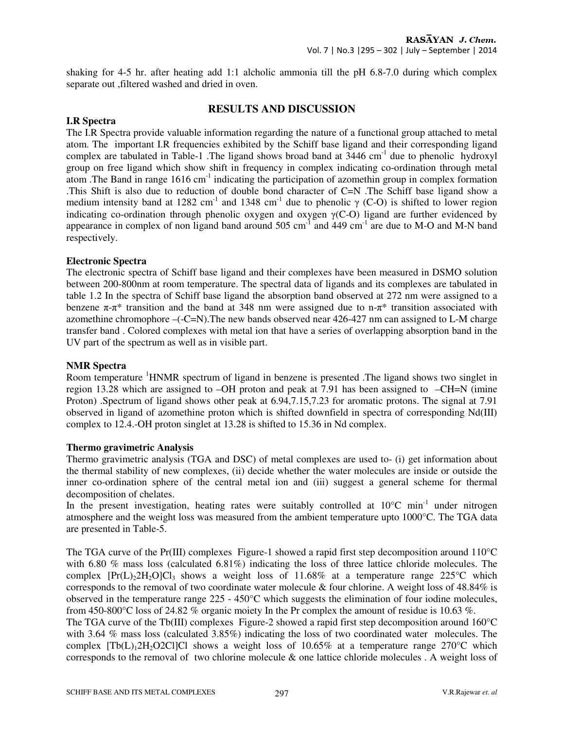shaking for 4-5 hr. after heating add 1:1 alcholic ammonia till the pH 6.8-7.0 during which complex separate out ,filtered washed and dried in oven.

## RESULTS AND DISCUSSION

### I.R Spectra

The I.R Spectra provide valuable information regarding the nature of a functional group attached to metal atom. The important I.R frequencies exhibited by the Schiff base ligand and their corresponding ligand complex are tabulated in Table-1 .The ligand shows broad band at 3446 $cm^{-1}$ due to phenolic hydroxyl group on free ligand which show shift in frequency in complex indicating co-ordination through metal atom .The Band in range 1616 $cm^{-1}$ indicating the participation of azomethin group in complex formation .This Shift is also due to reduction of double bond character of C=N .The Schiff base ligand show a medium intensity band at 1282 $cm^{-1}$ and 1348 $cm^{-1}$ due to phenolic $\gamma$ (C-O) is shifted to lower region indicating co-ordination through phenolic oxygen and oxygen $\gamma$(C-O) ligand are further evidenced by appearance in complex of non ligand band around 505 $cm^{-1}$ and 449 $cm^{-1}$ are due to M-O and M-N band respectively.

### Electronic Spectra

The electronic spectra of Schiff base ligand and their complexes have been measured in DSMO solution between 200-800nm at room temperature. The spectral data of ligands and its complexes are tabulated in table 1.2 In the spectra of Schiff base ligand the absorption band observed at 272 nm were assigned to a benzene $\pi$-$\pi^*$ transition and the band at 348 nm were assigned due to n-$\pi^*$ transition associated with azomethine chromophore –(-C=N).The new bands observed near 426-427 nm can assigned to L-M charge transfer band . Colored complexes with metal ion that have a series of overlapping absorption band in the UV part of the spectrum as well as in visible part.

### NMR Spectra

Room temperature $^1$HNMR spectrum of ligand in benzene is presented .The ligand shows two singlet in region 13.28 which are assigned to –OH proton and peak at 7.91 has been assigned to –CH=N (imine Proton) .Spectrum of ligand shows other peak at 6.94,7.15,7.23 for aromatic protons. The signal at 7.91 observed in ligand of azomethine proton which is shifted downfield in spectra of corresponding Nd(III) complex to 12.4.-OH proton singlet at 13.28 is shifted to 15.36 in Nd complex.

### Thermo gravimetric Analysis

Thermo gravimetric analysis (TGA and DSC) of metal complexes are used to- (i) get information about the thermal stability of new complexes, (ii) decide whether the water molecules are inside or outside the inner co-ordination sphere of the central metal ion and (iii) suggest a general scheme for thermal decomposition of chelates.

In the present investigation, heating rates were suitably controlled at 10°C $min^{-1}$ under nitrogen atmosphere and the weight loss was measured from the ambient temperature upto 1000°C. The TGA data are presented in Table-5.

The TGA curve of the Pr(III) complexes Figure-1 showed a rapid first step decomposition around 110°C with 6.80 % mass loss (calculated 6.81%) indicating the loss of three lattice chloride molecules. The complex $[Pr(L)_2 2H_2O]Cl_3$ shows a weight loss of 11.68% at a temperature range 225°C which corresponds to the removal of two coordinate water molecule & four chlorine. A weight loss of 48.84% is observed in the temperature range 225 - 450°C which suggests the elimination of four iodine molecules, from 450-800°C loss of 24.82 % organic moiety In the Pr complex the amount of residue is 10.63 %.

The TGA curve of the Tb(III) complexes Figure-2 showed a rapid first step decomposition around 160°C with 3.64 % mass loss (calculated 3.85%) indicating the loss of two coordinated water molecules. The complex $[Tb(L)_1 2H_2O2Cl]Cl$ shows a weight loss of 10.65% at a temperature range 270°C which corresponds to the removal of two chlorine molecule & one lattice chloride molecules . A weight loss of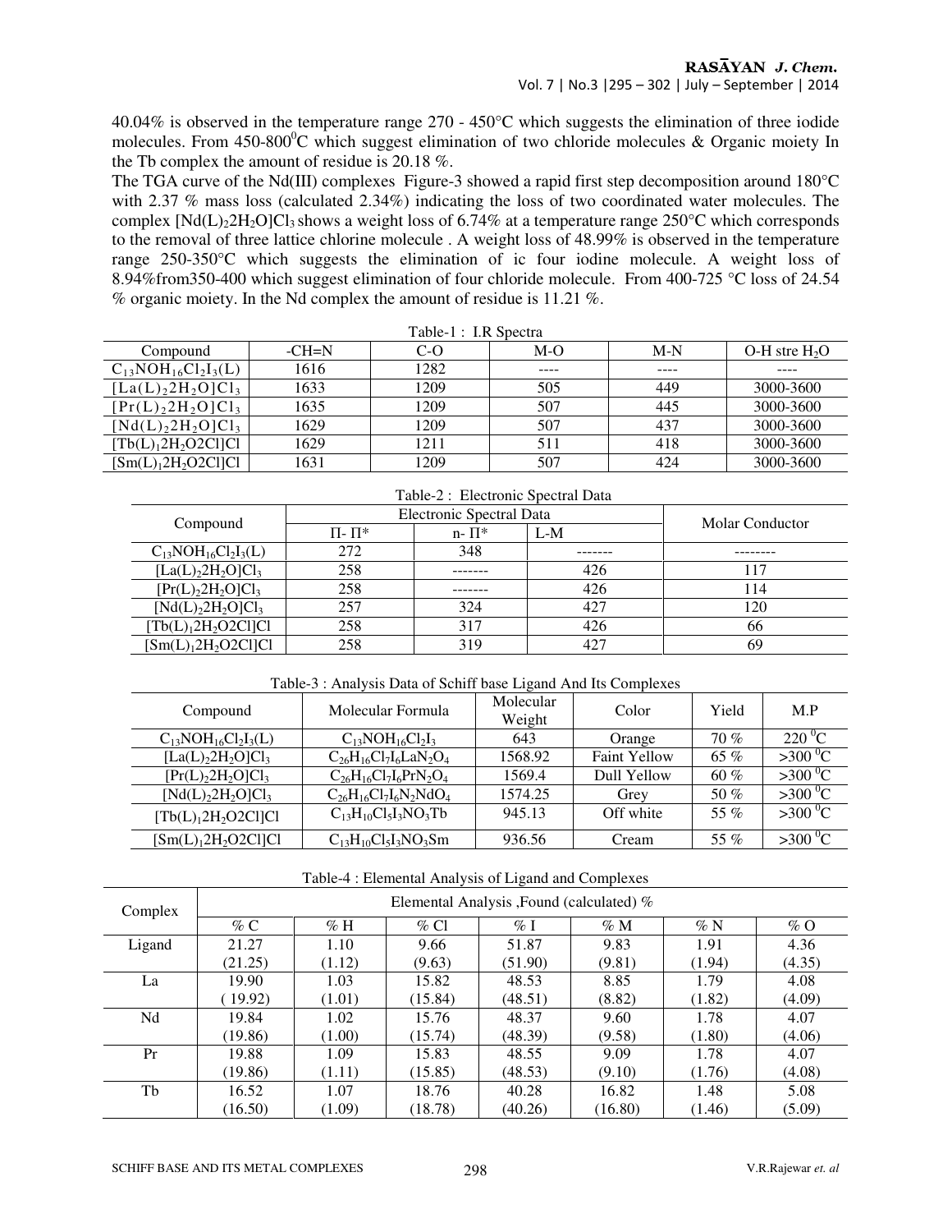40.04% is observed in the temperature range 270 - 450°C which suggests the elimination of three iodide molecules. From 450-800$^0$C which suggest elimination of two chloride molecules & Organic moiety In the Tb complex the amount of residue is 20.18 %.

The TGA curve of the Nd(III) complexes Figure-3 showed a rapid first step decomposition around 180°C with 2.37 % mass loss (calculated 2.34%) indicating the loss of two coordinated water molecules. The complex $[Nd(L)_2 2H_2O]Cl_3$ shows a weight loss of 6.74% at a temperature range 250°C which corresponds to the removal of three lattice chlorine molecule . A weight loss of 48.99% is observed in the temperature range 250-350°C which suggests the elimination of ic four iodine molecule. A weight loss of 8.94%from350-400 which suggest elimination of four chloride molecule. From 400-725 °C loss of 24.54 % organic moiety. In the Nd complex the amount of residue is 11.21 %.

Table-1 : I.R Spectra

| Compound | -CH=N | C-O | M-O | M-N | O-H stre $H_2O$ |
|---|---|---|---|---|---|
| $C_{13}NOH_{16}Cl_2I_3$(L) | 1616 | 1282 | ---- | ---- | ---- |
| $[La(L)_2 2H_2O]Cl_3$ | 1633 | 1209 | 505 | 449 | 3000-3600 |
| $[Pr(L)_2 2H_2O]Cl_3$ | 1635 | 1209 | 507 | 445 | 3000-3600 |
| $[Nd(L)_2 2H_2O]Cl_3$ | 1629 | 1209 | 507 | 437 | 3000-3600 |
| $[Tb(L)_1 2H_2O2Cl]Cl$ | 1629 | 1211 | 511 | 418 | 3000-3600 |
| $[Sm(L)_1 2H_2O2Cl]Cl$ | 1631 | 1209 | 507 | 424 | 3000-3600 |

Table-2 : Electronic Spectral Data

| Compound | Electronic Spectral Data | | | Molar Conductor |
|---|---|---|---|---|
| | Π- Π* | n- Π* | L-M | |
| $C_{13}NOH_{16}Cl_2I_3$(L) | 272 | 348 | ------- | -------- |
| $[La(L)_2 2H_2O]Cl_3$ | 258 | ------- | 426 | 117 |
| $[Pr(L)_2 2H_2O]Cl_3$ | 258 | ------- | 426 | 114 |
| $[Nd(L)_2 2H_2O]Cl_3$ | 257 | 324 | 427 | 120 |
| $[Tb(L)_1 2H_2O2Cl]Cl$ | 258 | 317 | 426 | 66 |
| $[Sm(L)_1 2H_2O2Cl]Cl$ | 258 | 319 | 427 | 69 |

Table-3 : Analysis Data of Schiff base Ligand And Its Complexes

| Compound | Molecular Formula | Molecular Weight | Color | Yield | M.P |
|---|---|---|---|---|---|
| $C_{13}NOH_{16}Cl_2I_3$(L) | $C_{13}NOH_{16}Cl_2I_3$ | 643 | Orange | 70 % | 220 $^0$C |
| $[La(L)_2 2H_2O]Cl_3$ | $C_{26}H_{16}Cl_7I_6LaN_2O_4$ | 1568.92 | Faint Yellow | 65 % | >300 $^0$C |
| $[Pr(L)_2 2H_2O]Cl_3$ | $C_{26}H_{16}Cl_7I_6PrN_2O_4$ | 1569.4 | Dull Yellow | 60 % | >300 $^0$C |
| $[Nd(L)_2 2H_2O]Cl_3$ | $C_{26}H_{16}Cl_7I_6N_2NdO_4$ | 1574.25 | Grey | 50 % | >300 $^0$C |
| $[Tb(L)_1 2H_2O2Cl]Cl$ | $C_{13}H_{10}Cl_5I_3NO_3Tb$ | 945.13 | Off white | 55 % | >300 $^0$C |
| $[Sm(L)_1 2H_2O2Cl]Cl$ | $C_{13}H_{10}Cl_5I_3NO_3Sm$ | 936.56 | Cream | 55 % | >300 $^0$C |

Table-4 : Elemental Analysis of Ligand and Complexes

| Complex | Elemental Analysis ,Found (calculated) % | | | | | | |
|---|---|---|---|---|---|---|---|
| | % C | % H | % Cl | % I | % M | % N | % O |
| Ligand | 21.27 (21.25) | 1.10 (1.12) | 9.66 (9.63) | 51.87 (51.90) | 9.83 (9.81) | 1.91 (1.94) | 4.36 (4.35) |
| La | 19.90 ( 19.92) | 1.03 (1.01) | 15.82 (15.84) | 48.53 (48.51) | 8.85 (8.82) | 1.79 (1.82) | 4.08 (4.09) |
| Nd | 19.84 (19.86) | 1.02 (1.00) | 15.76 (15.74) | 48.37 (48.39) | 9.60 (9.58) | 1.78 (1.80) | 4.07 (4.06) |
| Pr | 19.88 (19.86) | 1.09 (1.11) | 15.83 (15.85) | 48.55 (48.53) | 9.09 (9.10) | 1.78 (1.76) | 4.07 (4.08) |
| Tb | 16.52 (16.50) | 1.07 (1.09) | 18.76 (18.78) | 40.28 (40.26) | 16.82 (16.80) | 1.48 (1.46) | 5.08 (5.09) |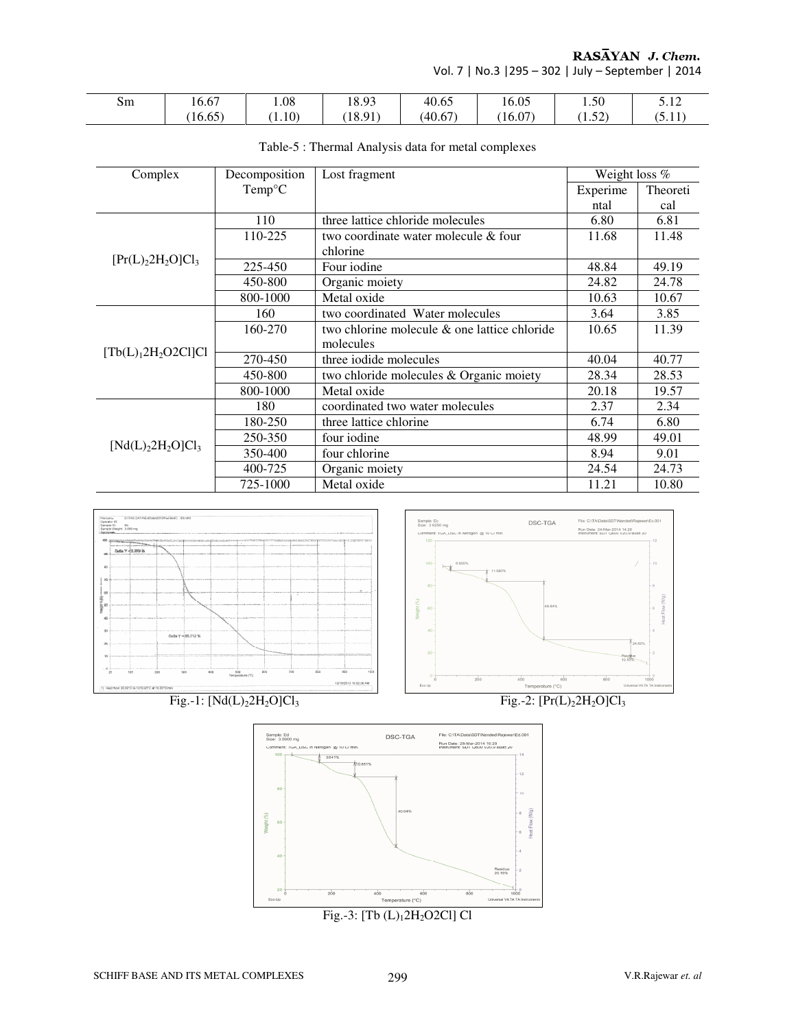| Sm | 16.67 (16.65) | 1.08 (1.10) | 18.93 (18.91) | 40.65 (40.67) | 16.05 (16.07) | 1.50 (1.52) | 5.12 (5.11) |
|---|---|---|---|---|---|---|---|

Table-5 : Thermal Analysis data for metal complexes

| Complex | Decomposition Temp°C | Lost fragment | Weight loss % | |
|---|---|---|---|---|
| | | | Experimental | Theoretical |
| $[Pr(L)_2 2H_2O]Cl_3$ | 110 | three lattice chloride molecules | 6.80 | 6.81 |
| | 110-225 | two coordinate water molecule & four chlorine | 11.68 | 11.48 |
| | 225-450 | Four iodine | 48.84 | 49.19 |
| | 450-800 | Organic moiety | 24.82 | 24.78 |
| | 800-1000 | Metal oxide | 10.63 | 10.67 |
| $[Tb(L)_1 2H_2O2Cl]Cl$ | 160 | two coordinated Water molecules | 3.64 | 3.85 |
| | 160-270 | two chlorine molecule & one lattice chloride molecules | 10.65 | 11.39 |
| | 270-450 | three iodide molecules | 40.04 | 40.77 |
| | 450-800 | two chloride molecules & Organic moiety | 28.34 | 28.53 |
| | 800-1000 | Metal oxide | 20.18 | 19.57 |
| $[Nd(L)_2 2H_2O]Cl_3$ | 180 | coordinated two water molecules | 2.37 | 2.34 |
| | 180-250 | three lattice chlorine | 6.74 | 6.80 |
| | 250-350 | four iodine | 48.99 | 49.01 |
| | 350-400 | four chlorine | 8.94 | 9.01 |
| | 400-725 | Organic moiety | 24.54 | 24.73 |
| | 725-1000 | Metal oxide | 11.21 | 10.80 |

Fig.-1: $[Nd(L)_2 2H_2O]Cl_3$

Fig.-2: $[Pr(L)_2 2H_2O]Cl_3$

Fig.-3: $[Tb (L)_1 2H_2O2Cl] Cl$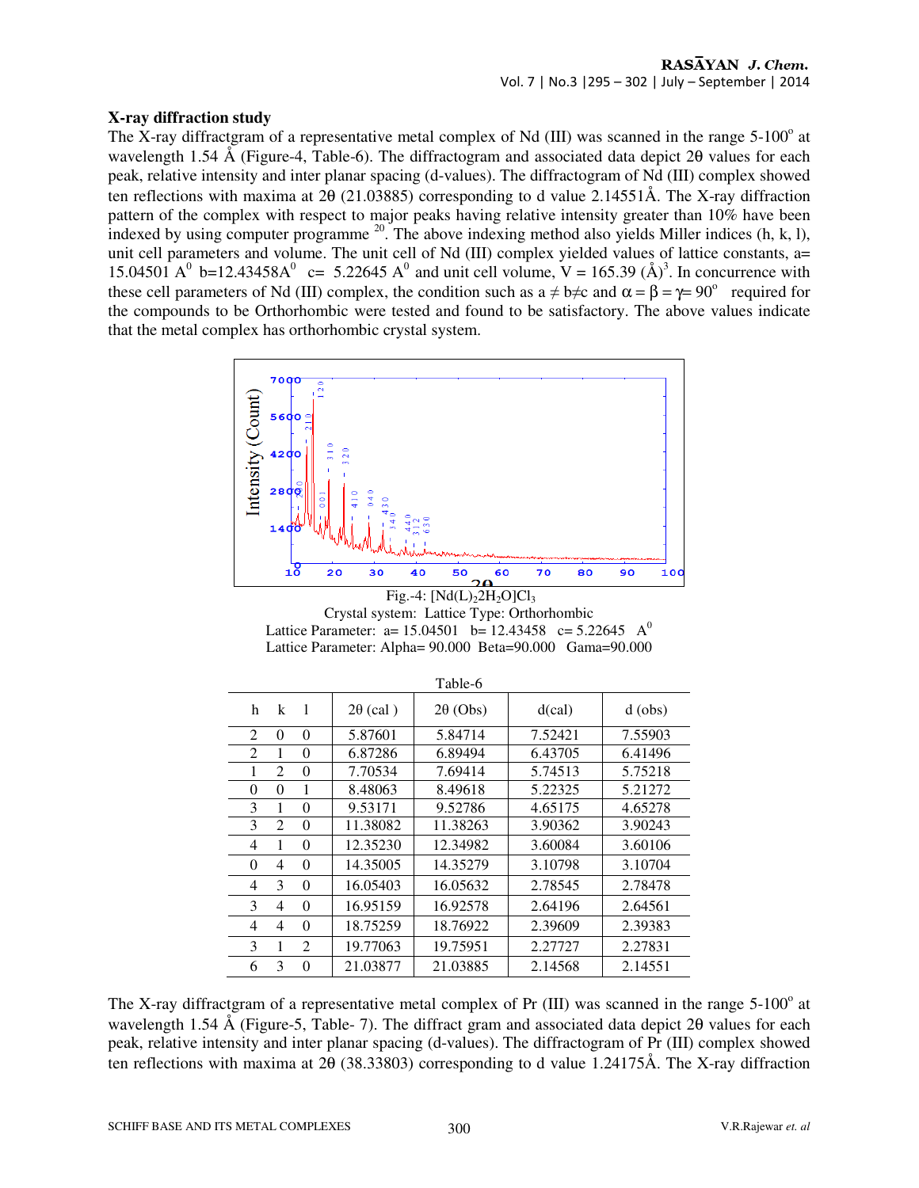### X-ray diffraction study

The X-ray diffractgram of a representative metal complex of Nd (III) was scanned in the range 5-100$^o$ at wavelength 1.54 Å (Figure-4, Table-6). The diffractogram and associated data depict 2θ values for each peak, relative intensity and inter planar spacing (d-values). The diffractogram of Nd (III) complex showed ten reflections with maxima at 2θ (21.03885) corresponding to d value 2.14551Å. The X-ray diffraction pattern of the complex with respect to major peaks having relative intensity greater than 10% have been indexed by using computer programme [20]. The above indexing method also yields Miller indices (h, k, l), unit cell parameters and volume. The unit cell of Nd (III) complex yielded values of lattice constants, a= 15.04501 A$^0$ b=12.43458A$^0$ c= 5.22645 A$^0$ and unit cell volume, V = 165.39 (Å)$^3$. In concurrence with these cell parameters of Nd (III) complex, the condition such as $a \neq b \neq c$ and $\alpha = \beta = \gamma = 90^o$ required for the compounds to be Orthorhombic were tested and found to be satisfactory. The above values indicate that the metal complex has orthorhombic crystal system.

Fig.-4: $[Nd(L)_2 2H_2O]Cl_3$

Crystal system: Lattice Type: Orthorhombic

Lattice Parameter: a= 15.04501 b= 12.43458 c= 5.22645 A$^0$

Lattice Parameter: Alpha= 90.000 Beta=90.000 Gama=90.000

Table-6

| h | k | l | 2θ (cal ) | 2θ (Obs) | d(cal) | d (obs) |
|---|---|---|---|---|---|---|
| 2 | 0 | 0 | 5.87601 | 5.84714 | 7.52421 | 7.55903 |
| 2 | 1 | 0 | 6.87286 | 6.89494 | 6.43705 | 6.41496 |
| 1 | 2 | 0 | 7.70534 | 7.69414 | 5.74513 | 5.75218 |
| 0 | 0 | 1 | 8.48063 | 8.49618 | 5.22325 | 5.21272 |
| 3 | 1 | 0 | 9.53171 | 9.52786 | 4.65175 | 4.65278 |
| 3 | 2 | 0 | 11.38082 | 11.38263 | 3.90362 | 3.90243 |
| 4 | 1 | 0 | 12.35230 | 12.34982 | 3.60084 | 3.60106 |
| 0 | 4 | 0 | 14.35005 | 14.35279 | 3.10798 | 3.10704 |
| 4 | 3 | 0 | 16.05403 | 16.05632 | 2.78545 | 2.78478 |
| 3 | 4 | 0 | 16.95159 | 16.92578 | 2.64196 | 2.64561 |
| 4 | 4 | 0 | 18.75259 | 18.76922 | 2.39609 | 2.39383 |
| 3 | 1 | 2 | 19.77063 | 19.75951 | 2.27727 | 2.27831 |
| 6 | 3 | 0 | 21.03877 | 21.03885 | 2.14568 | 2.14551 |

The X-ray diffractgram of a representative metal complex of Pr (III) was scanned in the range 5-100$^o$ at wavelength 1.54 Å (Figure-5, Table- 7). The diffract gram and associated data depict 2θ values for each peak, relative intensity and inter planar spacing (d-values). The diffractogram of Pr (III) complex showed ten reflections with maxima at 2θ (38.33803) corresponding to d value 1.24175Å. The X-ray diffraction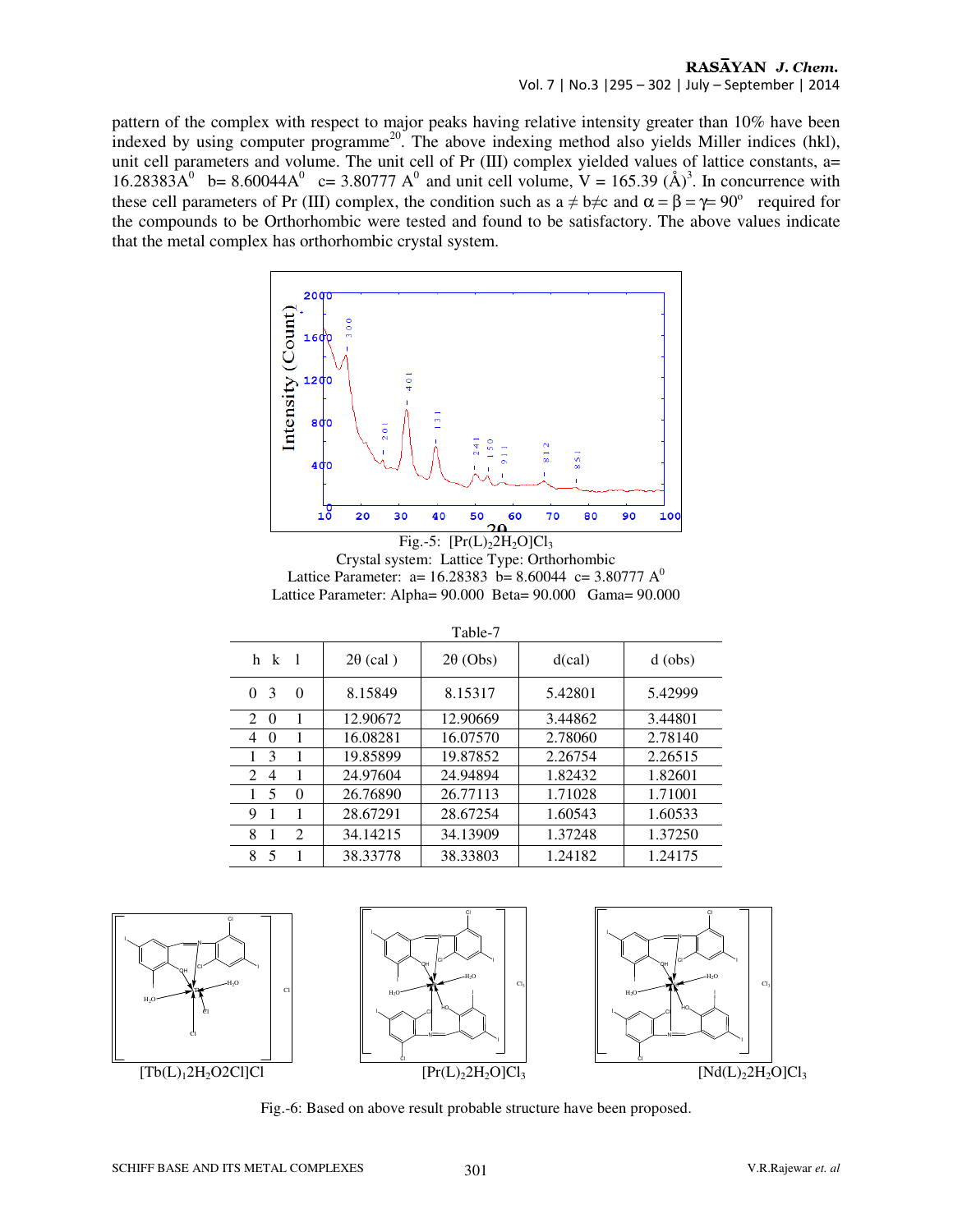pattern of the complex with respect to major peaks having relative intensity greater than 10% have been indexed by using computer programme[20]. The above indexing method also yields Miller indices (hkl), unit cell parameters and volume. The unit cell of Pr (III) complex yielded values of lattice constants, a= 16.28383A$^0$ b= 8.60044A$^0$ c= 3.80777 A$^0$ and unit cell volume, V = 165.39 (Å)$^3$. In concurrence with these cell parameters of Pr (III) complex, the condition such as $a \neq b \neq c$ and $\alpha = \beta = \gamma = 90^o$ required for the compounds to be Orthorhombic were tested and found to be satisfactory. The above values indicate that the metal complex has orthorhombic crystal system.

Fig.-5: $[Pr(L)_2 2H_2O]Cl_3$

Crystal system: Lattice Type: Orthorhombic

Lattice Parameter: a= 16.28383 b= 8.60044 c= 3.80777 A$^0$

Lattice Parameter: Alpha= 90.000 Beta= 90.000 Gama= 90.000

Table-7

| h k l | 2θ (cal ) | 2θ (Obs) | d(cal) | d (obs) |
|---|---|---|---|---|
| 0 3 0 | 8.15849 | 8.15317 | 5.42801 | 5.42999 |
| 2 0 1 | 12.90672 | 12.90669 | 3.44862 | 3.44801 |
| 4 0 1 | 16.08281 | 16.07570 | 2.78060 | 2.78140 |
| 1 3 1 | 19.85899 | 19.87852 | 2.26754 | 2.26515 |
| 2 4 1 | 24.97604 | 24.94894 | 1.82432 | 1.82601 |
| 1 5 0 | 26.76890 | 26.77113 | 1.71028 | 1.71001 |
| 9 1 1 | 28.67291 | 28.67254 | 1.60543 | 1.60533 |
| 8 1 2 | 34.14215 | 34.13909 | 1.37248 | 1.37250 |
| 8 5 1 | 38.33778 | 38.33803 | 1.24182 | 1.24175 |

$[Tb(L)_1 2H_2O2Cl]Cl$ $[Pr(L)_2 2H_2O]Cl_3$ $[Nd(L)_2 2H_2O]Cl_3$

Fig.-6: Based on above result probable structure have been proposed.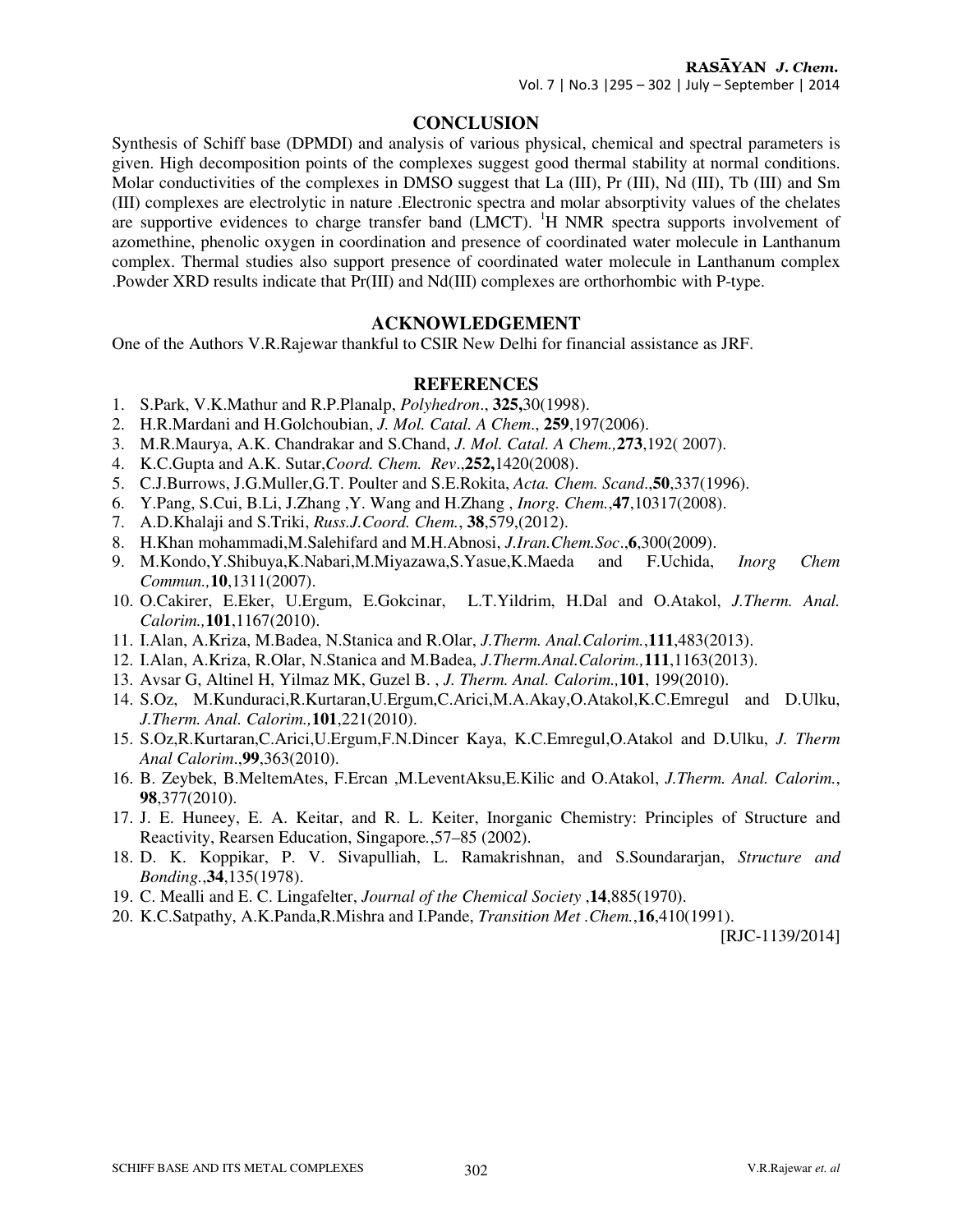## CONCLUSION

Synthesis of Schiff base (DPMDI) and analysis of various physical, chemical and spectral parameters is given. High decomposition points of the complexes suggest good thermal stability at normal conditions. Molar conductivities of the complexes in DMSO suggest that La (III), Pr (III), Nd (III), Tb (III) and Sm (III) complexes are electrolytic in nature .Electronic spectra and molar absorptivity values of the chelates are supportive evidences to charge transfer band (LMCT). $^{1}$H NMR spectra supports involvement of azomethine, phenolic oxygen in coordination and presence of coordinated water molecule in Lanthanum complex. Thermal studies also support presence of coordinated water molecule in Lanthanum complex .Powder XRD results indicate that Pr(III) and Nd(III) complexes are orthorhombic with P-type.

## ACKNOWLEDGEMENT

One of the Authors V.R.Rajewar thankful to CSIR New Delhi for financial assistance as JRF.

## REFERENCES

1. S.Park, V.K.Mathur and R.P.Planalp, *Polyhedron*., **325,**30(1998).
2. H.R.Mardani and H.Golchoubian, *J. Mol. Catal. A Chem*., **259**,197(2006).
3. M.R.Maurya, A.K. Chandrakar and S.Chand, *J. Mol. Catal. A Chem.,***273**,192( 2007).
4. K.C.Gupta and A.K. Sutar,*Coord. Chem. Rev*.,**252,**1420(2008).
5. C.J.Burrows, J.G.Muller,G.T. Poulter and S.E.Rokita, *Acta. Chem. Scand*.,**50**,337(1996).
6. Y.Pang, S.Cui, B.Li, J.Zhang ,Y. Wang and H.Zhang , *Inorg. Chem.*,**47**,10317(2008).
7. A.D.Khalaji and S.Triki, *Russ.J.Coord. Chem.*, **38**,579,(2012).
8. H.Khan mohammadi,M.Salehifard and M.H.Abnosi, *J.Iran.Chem.Soc*.,**6**,300(2009).
9. M.Kondo,Y.Shibuya,K.Nabari,M.Miyazawa,S.Yasue,K.Maeda and F.Uchida, *Inorg Chem Commun.,***10**,1311(2007).
10. O.Cakirer, E.Eker, U.Ergum, E.Gokcinar, L.T.Yildrim, H.Dal and O.Atakol, *J.Therm. Anal. Calorim.,***101**,1167(2010).
11. I.Alan, A.Kriza, M.Badea, N.Stanica and R.Olar, *J.Therm. Anal.Calorim.*,**111**,483(2013).
12. I.Alan, A.Kriza, R.Olar, N.Stanica and M.Badea, *J.Therm.Anal.Calorim.,***111**,1163(2013).
13. Avsar G, Altinel H, Yilmaz MK, Guzel B. , *J. Therm. Anal. Calorim.,***101**, 199(2010).
14. S.Oz, M.Kunduraci,R.Kurtaran,U.Ergum,C.Arici,M.A.Akay,O.Atakol,K.C.Emregul and D.Ulku, *J.Therm. Anal. Calorim.,***101**,221(2010).
15. S.Oz,R.Kurtaran,C.Arici,U.Ergum,F.N.Dincer Kaya, K.C.Emregul,O.Atakol and D.Ulku, *J. Therm Anal Calorim*.,**99**,363(2010).
16. B. Zeybek, B.MeltemAtes, F.Ercan ,M.LeventAksu,E.Kilic and O.Atakol, *J.Therm. Anal. Calorim.*, **98**,377(2010).
17. J. E. Huneey, E. A. Keitar, and R. L. Keiter, Inorganic Chemistry: Principles of Structure and Reactivity, Rearsen Education, Singapore.,57–85 (2002).
18. D. K. Koppikar, P. V. Sivapulliah, L. Ramakrishnan, and S.Soundararjan, *Structure and Bonding*.,**34**,135(1978).
19. C. Mealli and E. C. Lingafelter, *Journal of the Chemical Society* ,**14**,885(1970).
20. K.C.Satpathy, A.K.Panda,R.Mishra and I.Pande, *Transition Met .Chem.*,**16**,410(1991).

[RJC-1139/2014]